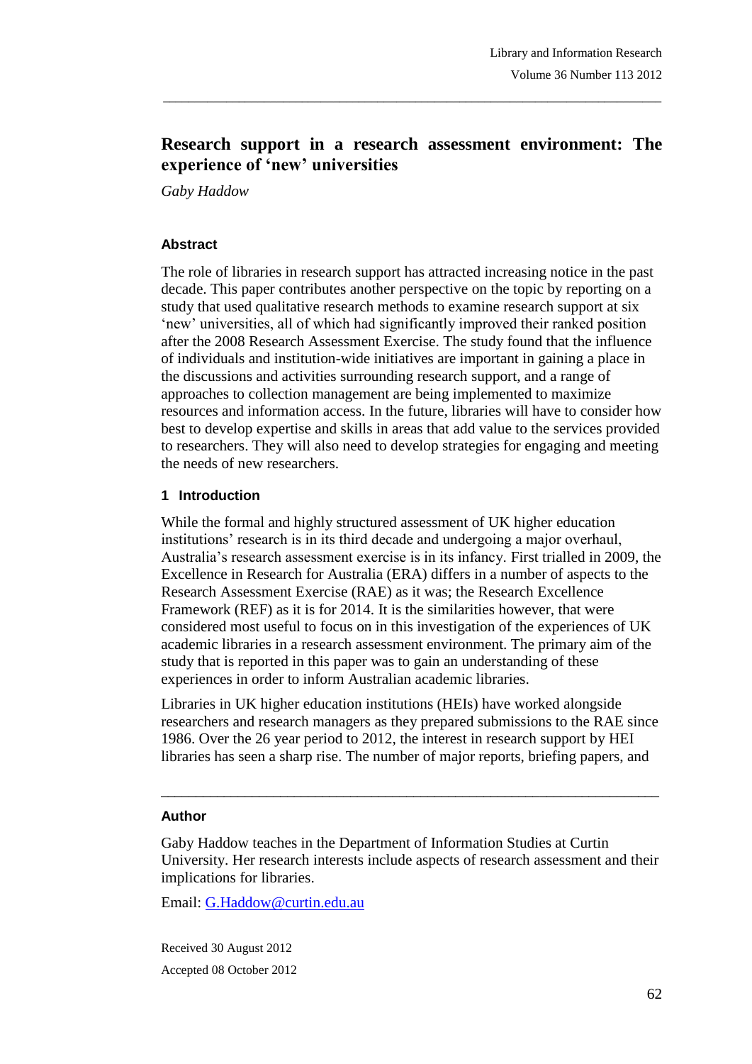# Research support in a research assessment environment: The experience of 'new' universities

*Gaby Haddow*

### Abstract

The role of libraries in research support has attracted increasing notice in the past decade. This paper contributes another perspective on the topic by reporting on a study that used qualitative research methods to examine research support at six 'new' universities, all of which had significantly improved their ranked position after the 2008 Research Assessment Exercise. The study found that the influence of individuals and institution-wide initiatives are important in gaining a place in the discussions and activities surrounding research support, and a range of approaches to collection management are being implemented to maximize resources and information access. In the future, libraries will have to consider how best to develop expertise and skills in areas that add value to the services provided to researchers. They will also need to develop strategies for engaging and meeting the needs of new researchers.

## 1 Introduction

While the formal and highly structured assessment of UK higher education institutions' research is in its third decade and undergoing a major overhaul, Australia's research assessment exercise is in its infancy. First trialled in 2009, the Excellence in Research for Australia (ERA) differs in a number of aspects to the Research Assessment Exercise (RAE) as it was; the Research Excellence Framework (REF) as it is for 2014. It is the similarities however, that were considered most useful to focus on in this investigation of the experiences of UK academic libraries in a research assessment environment. The primary aim of the study that is reported in this paper was to gain an understanding of these experiences in order to inform Australian academic libraries.

Libraries in UK higher education institutions (HEIs) have worked alongside researchers and research managers as they prepared submissions to the RAE since 1986. Over the 26 year period to 2012, the interest in research support by HEI libraries has seen a sharp rise. The number of major reports, briefing papers, and

---

### Author

Gaby Haddow teaches in the Department of Information Studies at Curtin University. Her research interests include aspects of research assessment and their implications for libraries.

Email: G.Haddow@curtin.edu.au

Received 30 August 2012

Accepted 08 October 2012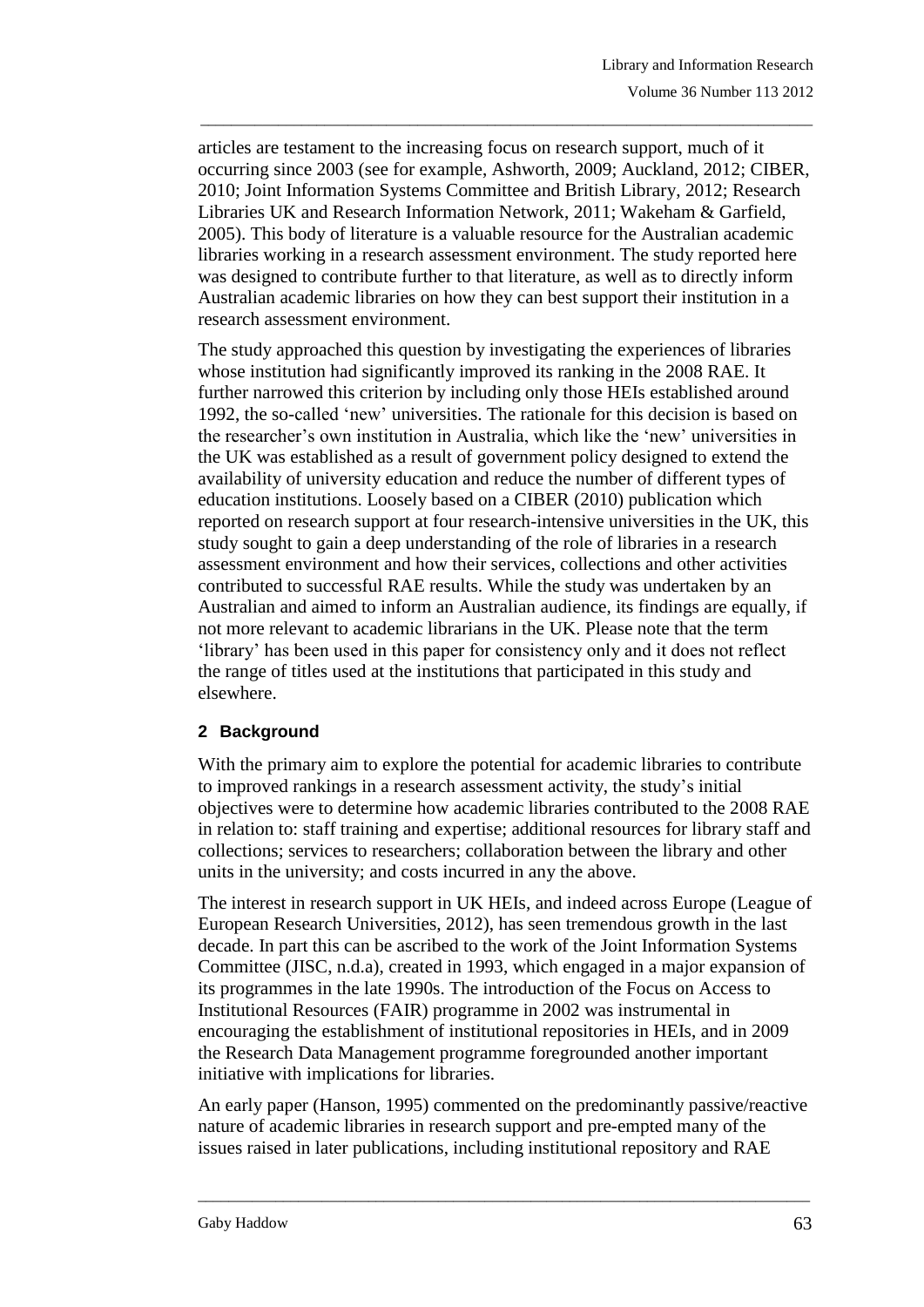articles are testament to the increasing focus on research support, much of it occurring since 2003 (see for example, Ashworth, 2009; Auckland, 2012; CIBER, 2010; Joint Information Systems Committee and British Library, 2012; Research Libraries UK and Research Information Network, 2011; Wakeham & Garfield, 2005). This body of literature is a valuable resource for the Australian academic libraries working in a research assessment environment. The study reported here was designed to contribute further to that literature, as well as to directly inform Australian academic libraries on how they can best support their institution in a research assessment environment.

The study approached this question by investigating the experiences of libraries whose institution had significantly improved its ranking in the 2008 RAE. It further narrowed this criterion by including only those HEIs established around 1992, the so-called 'new' universities. The rationale for this decision is based on the researcher's own institution in Australia, which like the 'new' universities in the UK was established as a result of government policy designed to extend the availability of university education and reduce the number of different types of education institutions. Loosely based on a CIBER (2010) publication which reported on research support at four research-intensive universities in the UK, this study sought to gain a deep understanding of the role of libraries in a research assessment environment and how their services, collections and other activities contributed to successful RAE results. While the study was undertaken by an Australian and aimed to inform an Australian audience, its findings are equally, if not more relevant to academic librarians in the UK. Please note that the term 'library' has been used in this paper for consistency only and it does not reflect the range of titles used at the institutions that participated in this study and elsewhere.

## 2 Background

With the primary aim to explore the potential for academic libraries to contribute to improved rankings in a research assessment activity, the study's initial objectives were to determine how academic libraries contributed to the 2008 RAE in relation to: staff training and expertise; additional resources for library staff and collections; services to researchers; collaboration between the library and other units in the university; and costs incurred in any the above.

The interest in research support in UK HEIs, and indeed across Europe (League of European Research Universities, 2012), has seen tremendous growth in the last decade. In part this can be ascribed to the work of the Joint Information Systems Committee (JISC, n.d.a), created in 1993, which engaged in a major expansion of its programmes in the late 1990s. The introduction of the Focus on Access to Institutional Resources (FAIR) programme in 2002 was instrumental in encouraging the establishment of institutional repositories in HEIs, and in 2009 the Research Data Management programme foregrounded another important initiative with implications for libraries.

An early paper (Hanson, 1995) commented on the predominantly passive/reactive nature of academic libraries in research support and pre-empted many of the issues raised in later publications, including institutional repository and RAE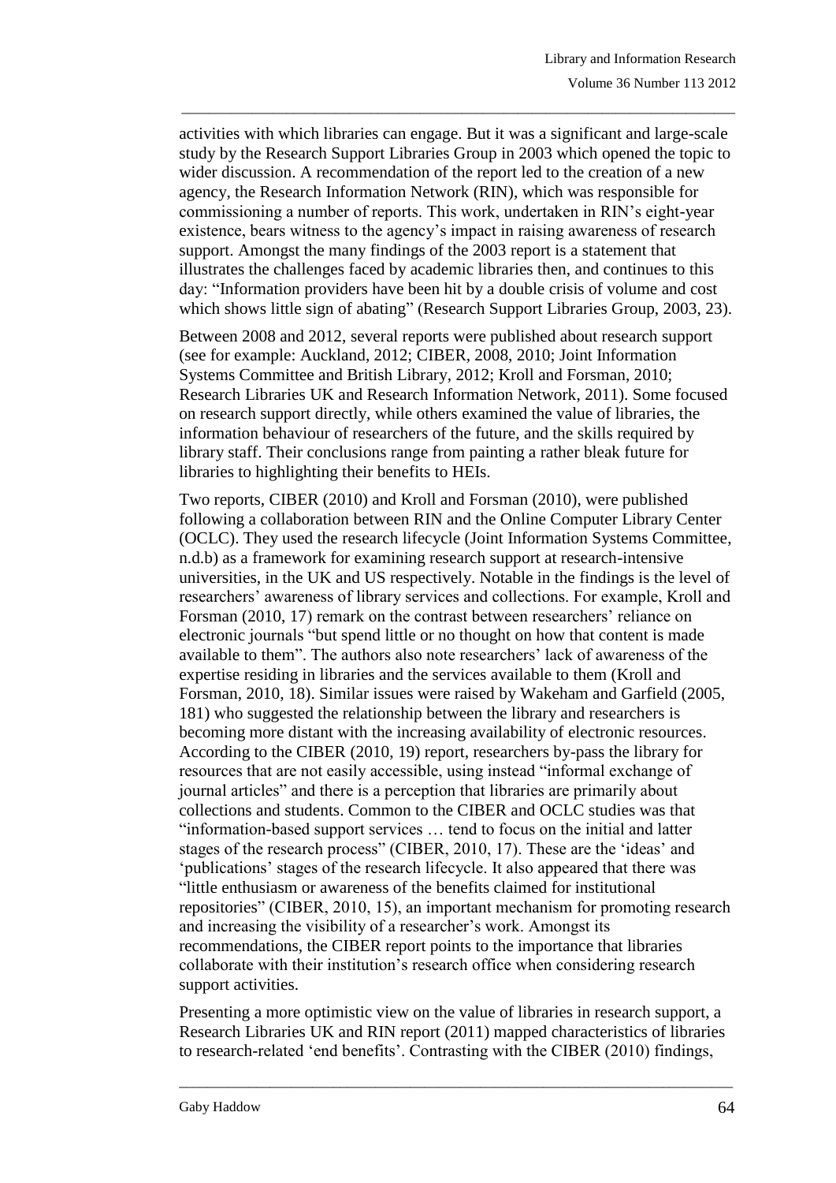activities with which libraries can engage. But it was a significant and large-scale study by the Research Support Libraries Group in 2003 which opened the topic to wider discussion. A recommendation of the report led to the creation of a new agency, the Research Information Network (RIN), which was responsible for commissioning a number of reports. This work, undertaken in RIN's eight-year existence, bears witness to the agency's impact in raising awareness of research support. Amongst the many findings of the 2003 report is a statement that illustrates the challenges faced by academic libraries then, and continues to this day: "Information providers have been hit by a double crisis of volume and cost which shows little sign of abating" (Research Support Libraries Group, 2003, 23).

Between 2008 and 2012, several reports were published about research support (see for example: Auckland, 2012; CIBER, 2008, 2010; Joint Information Systems Committee and British Library, 2012; Kroll and Forsman, 2010; Research Libraries UK and Research Information Network, 2011). Some focused on research support directly, while others examined the value of libraries, the information behaviour of researchers of the future, and the skills required by library staff. Their conclusions range from painting a rather bleak future for libraries to highlighting their benefits to HEIs.

Two reports, CIBER (2010) and Kroll and Forsman (2010), were published following a collaboration between RIN and the Online Computer Library Center (OCLC). They used the research lifecycle (Joint Information Systems Committee, n.d.b) as a framework for examining research support at research-intensive universities, in the UK and US respectively. Notable in the findings is the level of researchers' awareness of library services and collections. For example, Kroll and Forsman (2010, 17) remark on the contrast between researchers' reliance on electronic journals "but spend little or no thought on how that content is made available to them". The authors also note researchers' lack of awareness of the expertise residing in libraries and the services available to them (Kroll and Forsman, 2010, 18). Similar issues were raised by Wakeham and Garfield (2005, 181) who suggested the relationship between the library and researchers is becoming more distant with the increasing availability of electronic resources. According to the CIBER (2010, 19) report, researchers by-pass the library for resources that are not easily accessible, using instead "informal exchange of journal articles" and there is a perception that libraries are primarily about collections and students. Common to the CIBER and OCLC studies was that "information-based support services … tend to focus on the initial and latter stages of the research process" (CIBER, 2010, 17). These are the 'ideas' and 'publications' stages of the research lifecycle. It also appeared that there was "little enthusiasm or awareness of the benefits claimed for institutional repositories" (CIBER, 2010, 15), an important mechanism for promoting research and increasing the visibility of a researcher's work. Amongst its recommendations, the CIBER report points to the importance that libraries collaborate with their institution's research office when considering research support activities.

Presenting a more optimistic view on the value of libraries in research support, a Research Libraries UK and RIN report (2011) mapped characteristics of libraries to research-related 'end benefits'. Contrasting with the CIBER (2010) findings,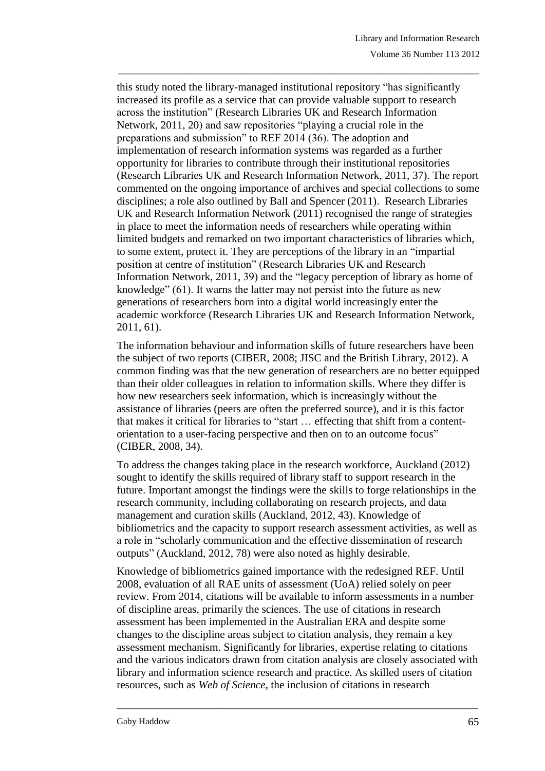this study noted the library-managed institutional repository "has significantly increased its profile as a service that can provide valuable support to research across the institution" (Research Libraries UK and Research Information Network, 2011, 20) and saw repositories "playing a crucial role in the preparations and submission" to REF 2014 (36). The adoption and implementation of research information systems was regarded as a further opportunity for libraries to contribute through their institutional repositories (Research Libraries UK and Research Information Network, 2011, 37). The report commented on the ongoing importance of archives and special collections to some disciplines; a role also outlined by Ball and Spencer (2011). Research Libraries UK and Research Information Network (2011) recognised the range of strategies in place to meet the information needs of researchers while operating within limited budgets and remarked on two important characteristics of libraries which, to some extent, protect it. They are perceptions of the library in an "impartial position at centre of institution" (Research Libraries UK and Research Information Network, 2011, 39) and the "legacy perception of library as home of knowledge" (61). It warns the latter may not persist into the future as new generations of researchers born into a digital world increasingly enter the academic workforce (Research Libraries UK and Research Information Network, 2011, 61).

The information behaviour and information skills of future researchers have been the subject of two reports (CIBER, 2008; JISC and the British Library, 2012). A common finding was that the new generation of researchers are no better equipped than their older colleagues in relation to information skills. Where they differ is how new researchers seek information, which is increasingly without the assistance of libraries (peers are often the preferred source), and it is this factor that makes it critical for libraries to "start … effecting that shift from a content-orientation to a user-facing perspective and then on to an outcome focus" (CIBER, 2008, 34).

To address the changes taking place in the research workforce, Auckland (2012) sought to identify the skills required of library staff to support research in the future. Important amongst the findings were the skills to forge relationships in the research community, including collaborating on research projects, and data management and curation skills (Auckland, 2012, 43). Knowledge of bibliometrics and the capacity to support research assessment activities, as well as a role in "scholarly communication and the effective dissemination of research outputs" (Auckland, 2012, 78) were also noted as highly desirable.

Knowledge of bibliometrics gained importance with the redesigned REF. Until 2008, evaluation of all RAE units of assessment (UoA) relied solely on peer review. From 2014, citations will be available to inform assessments in a number of discipline areas, primarily the sciences. The use of citations in research assessment has been implemented in the Australian ERA and despite some changes to the discipline areas subject to citation analysis, they remain a key assessment mechanism. Significantly for libraries, expertise relating to citations and the various indicators drawn from citation analysis are closely associated with library and information science research and practice. As skilled users of citation resources, such as *Web of Science*, the inclusion of citations in research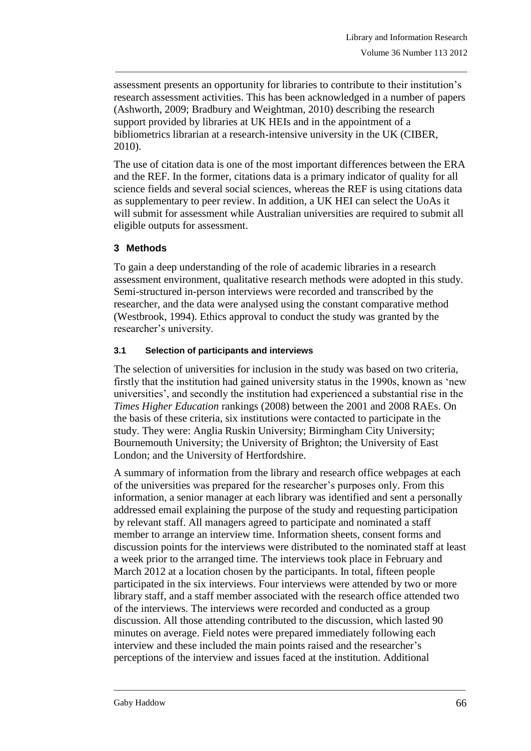assessment presents an opportunity for libraries to contribute to their institution's research assessment activities. This has been acknowledged in a number of papers (Ashworth, 2009; Bradbury and Weightman, 2010) describing the research support provided by libraries at UK HEIs and in the appointment of a bibliometrics librarian at a research-intensive university in the UK (CIBER, 2010).

The use of citation data is one of the most important differences between the ERA and the REF. In the former, citations data is a primary indicator of quality for all science fields and several social sciences, whereas the REF is using citations data as supplementary to peer review. In addition, a UK HEI can select the UoAs it will submit for assessment while Australian universities are required to submit all eligible outputs for assessment.

## 3 Methods

To gain a deep understanding of the role of academic libraries in a research assessment environment, qualitative research methods were adopted in this study. Semi-structured in-person interviews were recorded and transcribed by the researcher, and the data were analysed using the constant comparative method (Westbrook, 1994). Ethics approval to conduct the study was granted by the researcher's university.

### 3.1 Selection of participants and interviews

The selection of universities for inclusion in the study was based on two criteria, firstly that the institution had gained university status in the 1990s, known as 'new universities', and secondly the institution had experienced a substantial rise in the *Times Higher Education* rankings (2008) between the 2001 and 2008 RAEs. On the basis of these criteria, six institutions were contacted to participate in the study. They were: Anglia Ruskin University; Birmingham City University; Bournemouth University; the University of Brighton; the University of East London; and the University of Hertfordshire.

A summary of information from the library and research office webpages at each of the universities was prepared for the researcher's purposes only. From this information, a senior manager at each library was identified and sent a personally addressed email explaining the purpose of the study and requesting participation by relevant staff. All managers agreed to participate and nominated a staff member to arrange an interview time. Information sheets, consent forms and discussion points for the interviews were distributed to the nominated staff at least a week prior to the arranged time. The interviews took place in February and March 2012 at a location chosen by the participants. In total, fifteen people participated in the six interviews. Four interviews were attended by two or more library staff, and a staff member associated with the research office attended two of the interviews. The interviews were recorded and conducted as a group discussion. All those attending contributed to the discussion, which lasted 90 minutes on average. Field notes were prepared immediately following each interview and these included the main points raised and the researcher's perceptions of the interview and issues faced at the institution. Additional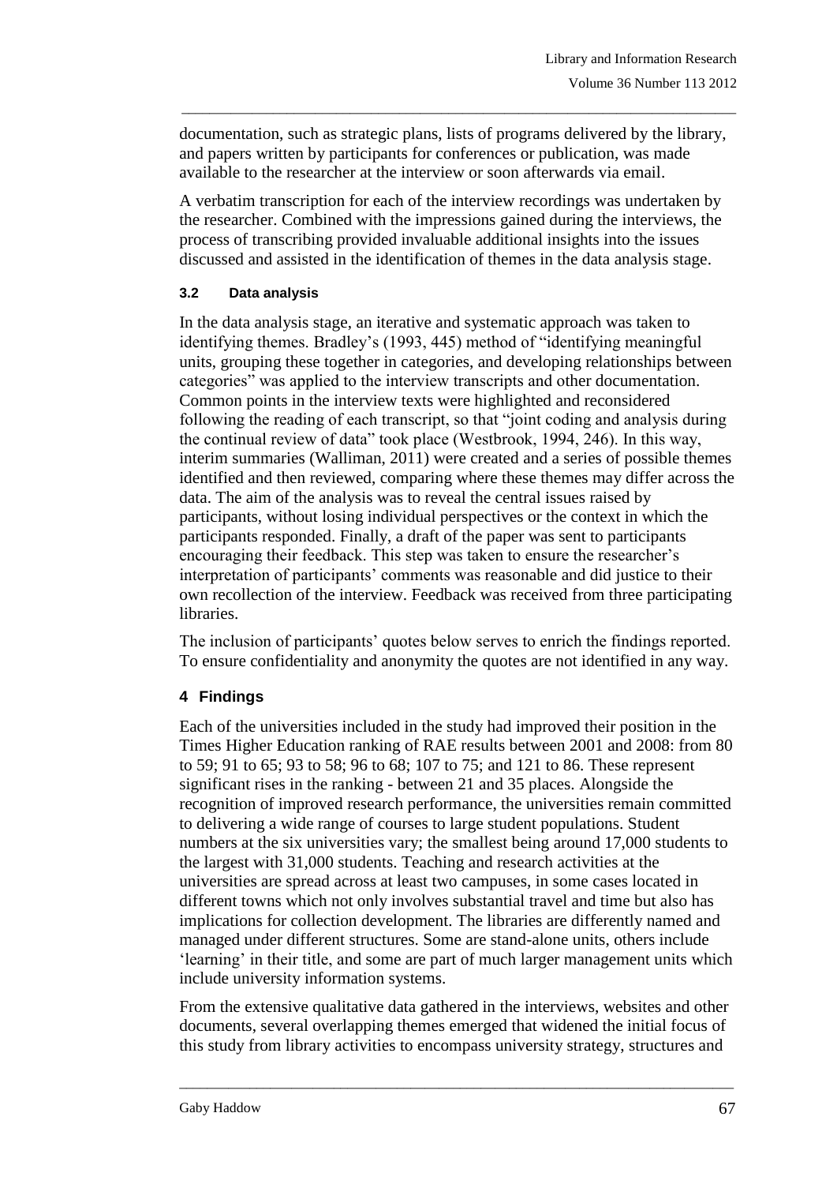documentation, such as strategic plans, lists of programs delivered by the library, and papers written by participants for conferences or publication, was made available to the researcher at the interview or soon afterwards via email.

A verbatim transcription for each of the interview recordings was undertaken by the researcher. Combined with the impressions gained during the interviews, the process of transcribing provided invaluable additional insights into the issues discussed and assisted in the identification of themes in the data analysis stage.

### 3.2 Data analysis

In the data analysis stage, an iterative and systematic approach was taken to identifying themes. Bradley's (1993, 445) method of "identifying meaningful units, grouping these together in categories, and developing relationships between categories" was applied to the interview transcripts and other documentation. Common points in the interview texts were highlighted and reconsidered following the reading of each transcript, so that "joint coding and analysis during the continual review of data" took place (Westbrook, 1994, 246). In this way, interim summaries (Walliman, 2011) were created and a series of possible themes identified and then reviewed, comparing where these themes may differ across the data. The aim of the analysis was to reveal the central issues raised by participants, without losing individual perspectives or the context in which the participants responded. Finally, a draft of the paper was sent to participants encouraging their feedback. This step was taken to ensure the researcher's interpretation of participants' comments was reasonable and did justice to their own recollection of the interview. Feedback was received from three participating libraries.

The inclusion of participants' quotes below serves to enrich the findings reported. To ensure confidentiality and anonymity the quotes are not identified in any way.

## 4 Findings

Each of the universities included in the study had improved their position in the Times Higher Education ranking of RAE results between 2001 and 2008: from 80 to 59; 91 to 65; 93 to 58; 96 to 68; 107 to 75; and 121 to 86. These represent significant rises in the ranking - between 21 and 35 places. Alongside the recognition of improved research performance, the universities remain committed to delivering a wide range of courses to large student populations. Student numbers at the six universities vary; the smallest being around 17,000 students to the largest with 31,000 students. Teaching and research activities at the universities are spread across at least two campuses, in some cases located in different towns which not only involves substantial travel and time but also has implications for collection development. The libraries are differently named and managed under different structures. Some are stand-alone units, others include 'learning' in their title, and some are part of much larger management units which include university information systems.

From the extensive qualitative data gathered in the interviews, websites and other documents, several overlapping themes emerged that widened the initial focus of this study from library activities to encompass university strategy, structures and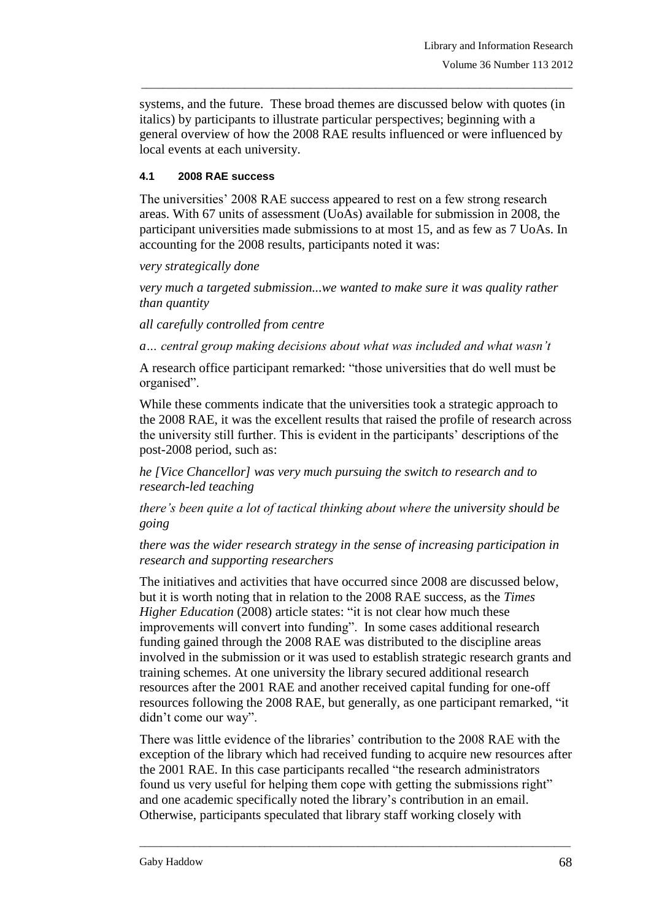systems, and the future. These broad themes are discussed below with quotes (in italics) by participants to illustrate particular perspectives; beginning with a general overview of how the 2008 RAE results influenced or were influenced by local events at each university.

#### 4.1 2008 RAE success

The universities' 2008 RAE success appeared to rest on a few strong research areas. With 67 units of assessment (UoAs) available for submission in 2008, the participant universities made submissions to at most 15, and as few as 7 UoAs. In accounting for the 2008 results, participants noted it was:

*very strategically done*

*very much a targeted submission...we wanted to make sure it was quality rather than quantity*

*all carefully controlled from centre*

*a… central group making decisions about what was included and what wasn't*

A research office participant remarked: "those universities that do well must be organised".

While these comments indicate that the universities took a strategic approach to the 2008 RAE, it was the excellent results that raised the profile of research across the university still further. This is evident in the participants' descriptions of the post-2008 period, such as:

*he [Vice Chancellor] was very much pursuing the switch to research and to research-led teaching*

*there's been quite a lot of tactical thinking about where the university should be going*

*there was the wider research strategy in the sense of increasing participation in research and supporting researchers*

The initiatives and activities that have occurred since 2008 are discussed below, but it is worth noting that in relation to the 2008 RAE success, as the *Times Higher Education* (2008) article states: "it is not clear how much these improvements will convert into funding". In some cases additional research funding gained through the 2008 RAE was distributed to the discipline areas involved in the submission or it was used to establish strategic research grants and training schemes. At one university the library secured additional research resources after the 2001 RAE and another received capital funding for one-off resources following the 2008 RAE, but generally, as one participant remarked, "it didn't come our way".

There was little evidence of the libraries' contribution to the 2008 RAE with the exception of the library which had received funding to acquire new resources after the 2001 RAE. In this case participants recalled "the research administrators found us very useful for helping them cope with getting the submissions right" and one academic specifically noted the library's contribution in an email. Otherwise, participants speculated that library staff working closely with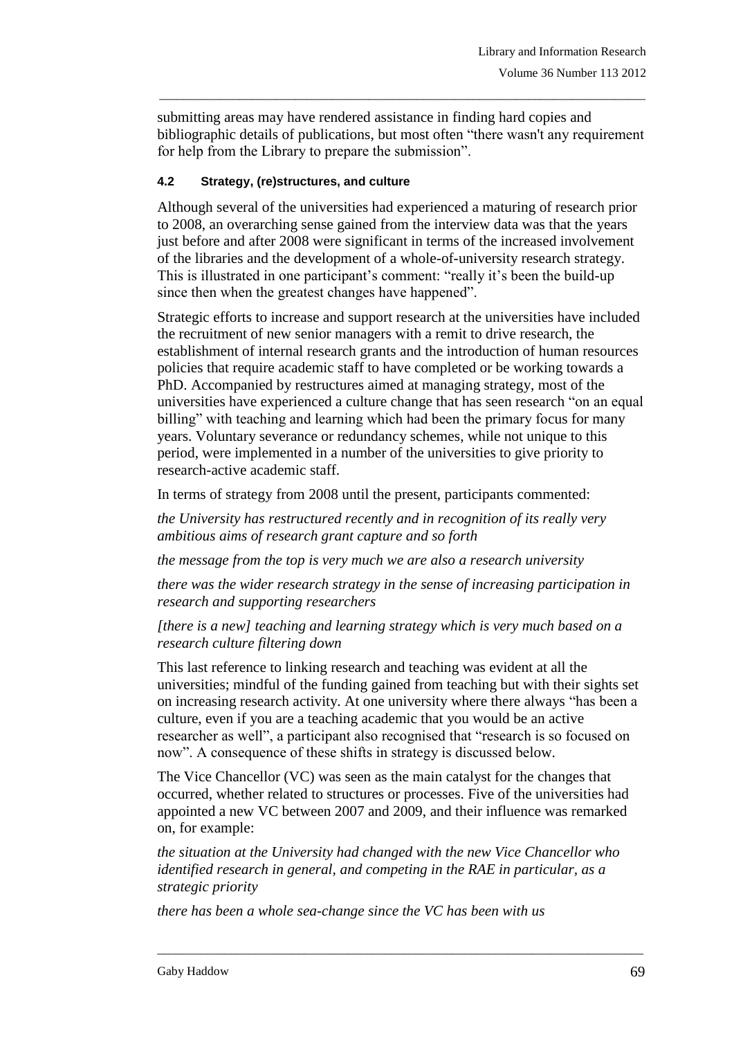submitting areas may have rendered assistance in finding hard copies and bibliographic details of publications, but most often "there wasn't any requirement for help from the Library to prepare the submission".

#### 4.2 Strategy, (re)structures, and culture

Although several of the universities had experienced a maturing of research prior to 2008, an overarching sense gained from the interview data was that the years just before and after 2008 were significant in terms of the increased involvement of the libraries and the development of a whole-of-university research strategy. This is illustrated in one participant's comment: "really it's been the build-up since then when the greatest changes have happened".

Strategic efforts to increase and support research at the universities have included the recruitment of new senior managers with a remit to drive research, the establishment of internal research grants and the introduction of human resources policies that require academic staff to have completed or be working towards a PhD. Accompanied by restructures aimed at managing strategy, most of the universities have experienced a culture change that has seen research "on an equal billing" with teaching and learning which had been the primary focus for many years. Voluntary severance or redundancy schemes, while not unique to this period, were implemented in a number of the universities to give priority to research-active academic staff.

In terms of strategy from 2008 until the present, participants commented:

*the University has restructured recently and in recognition of its really very ambitious aims of research grant capture and so forth*

*the message from the top is very much we are also a research university*

*there was the wider research strategy in the sense of increasing participation in research and supporting researchers*

*[there is a new] teaching and learning strategy which is very much based on a research culture filtering down*

This last reference to linking research and teaching was evident at all the universities; mindful of the funding gained from teaching but with their sights set on increasing research activity. At one university where there always "has been a culture, even if you are a teaching academic that you would be an active researcher as well", a participant also recognised that "research is so focused on now". A consequence of these shifts in strategy is discussed below.

The Vice Chancellor (VC) was seen as the main catalyst for the changes that occurred, whether related to structures or processes. Five of the universities had appointed a new VC between 2007 and 2009, and their influence was remarked on, for example:

*the situation at the University had changed with the new Vice Chancellor who identified research in general, and competing in the RAE in particular, as a strategic priority*

*there has been a whole sea-change since the VC has been with us*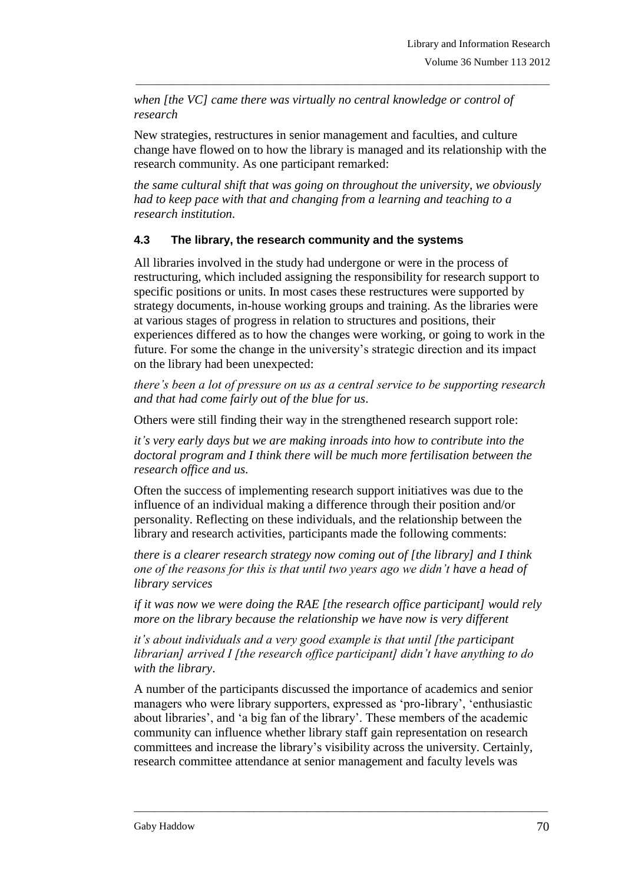*when [the VC] came there was virtually no central knowledge or control of research*

New strategies, restructures in senior management and faculties, and culture change have flowed on to how the library is managed and its relationship with the research community. As one participant remarked:

*the same cultural shift that was going on throughout the university, we obviously had to keep pace with that and changing from a learning and teaching to a research institution.*

### 4.3 The library, the research community and the systems

All libraries involved in the study had undergone or were in the process of restructuring, which included assigning the responsibility for research support to specific positions or units. In most cases these restructures were supported by strategy documents, in-house working groups and training. As the libraries were at various stages of progress in relation to structures and positions, their experiences differed as to how the changes were working, or going to work in the future. For some the change in the university's strategic direction and its impact on the library had been unexpected:

*there's been a lot of pressure on us as a central service to be supporting research and that had come fairly out of the blue for us*.

Others were still finding their way in the strengthened research support role:

*it's very early days but we are making inroads into how to contribute into the doctoral program and I think there will be much more fertilisation between the research office and us.*

Often the success of implementing research support initiatives was due to the influence of an individual making a difference through their position and/or personality. Reflecting on these individuals, and the relationship between the library and research activities, participants made the following comments:

*there is a clearer research strategy now coming out of [the library] and I think one of the reasons for this is that until two years ago we didn't have a head of library services*

*if it was now we were doing the RAE [the research office participant] would rely more on the library because the relationship we have now is very different*

*it's about individuals and a very good example is that until [the participant librarian] arrived I [the research office participant] didn't have anything to do with the library*.

A number of the participants discussed the importance of academics and senior managers who were library supporters, expressed as 'pro-library', 'enthusiastic about libraries', and 'a big fan of the library'. These members of the academic community can influence whether library staff gain representation on research committees and increase the library's visibility across the university. Certainly, research committee attendance at senior management and faculty levels was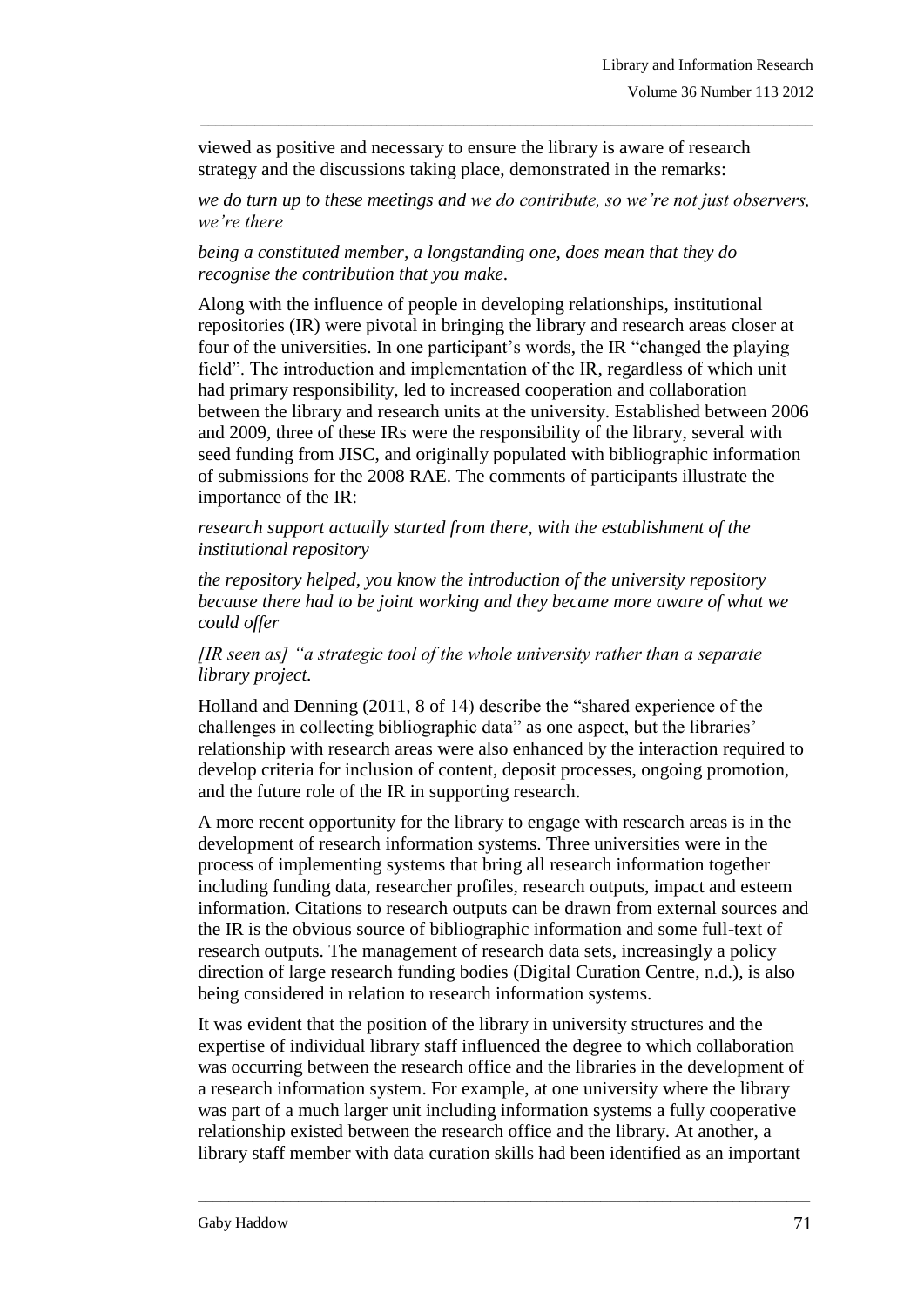viewed as positive and necessary to ensure the library is aware of research strategy and the discussions taking place, demonstrated in the remarks:

*we do turn up to these meetings and we do contribute, so we're not just observers, we're there*

*being a constituted member, a longstanding one, does mean that they do recognise the contribution that you make.*

Along with the influence of people in developing relationships, institutional repositories (IR) were pivotal in bringing the library and research areas closer at four of the universities. In one participant's words, the IR "changed the playing field". The introduction and implementation of the IR, regardless of which unit had primary responsibility, led to increased cooperation and collaboration between the library and research units at the university. Established between 2006 and 2009, three of these IRs were the responsibility of the library, several with seed funding from JISC, and originally populated with bibliographic information of submissions for the 2008 RAE. The comments of participants illustrate the importance of the IR:

*research support actually started from there, with the establishment of the institutional repository*

*the repository helped, you know the introduction of the university repository because there had to be joint working and they became more aware of what we could offer*

*[IR seen as] "a strategic tool of the whole university rather than a separate library project.*

Holland and Denning (2011, 8 of 14) describe the "shared experience of the challenges in collecting bibliographic data" as one aspect, but the libraries' relationship with research areas were also enhanced by the interaction required to develop criteria for inclusion of content, deposit processes, ongoing promotion, and the future role of the IR in supporting research.

A more recent opportunity for the library to engage with research areas is in the development of research information systems. Three universities were in the process of implementing systems that bring all research information together including funding data, researcher profiles, research outputs, impact and esteem information. Citations to research outputs can be drawn from external sources and the IR is the obvious source of bibliographic information and some full-text of research outputs. The management of research data sets, increasingly a policy direction of large research funding bodies (Digital Curation Centre, n.d.), is also being considered in relation to research information systems.

It was evident that the position of the library in university structures and the expertise of individual library staff influenced the degree to which collaboration was occurring between the research office and the libraries in the development of a research information system. For example, at one university where the library was part of a much larger unit including information systems a fully cooperative relationship existed between the research office and the library. At another, a library staff member with data curation skills had been identified as an important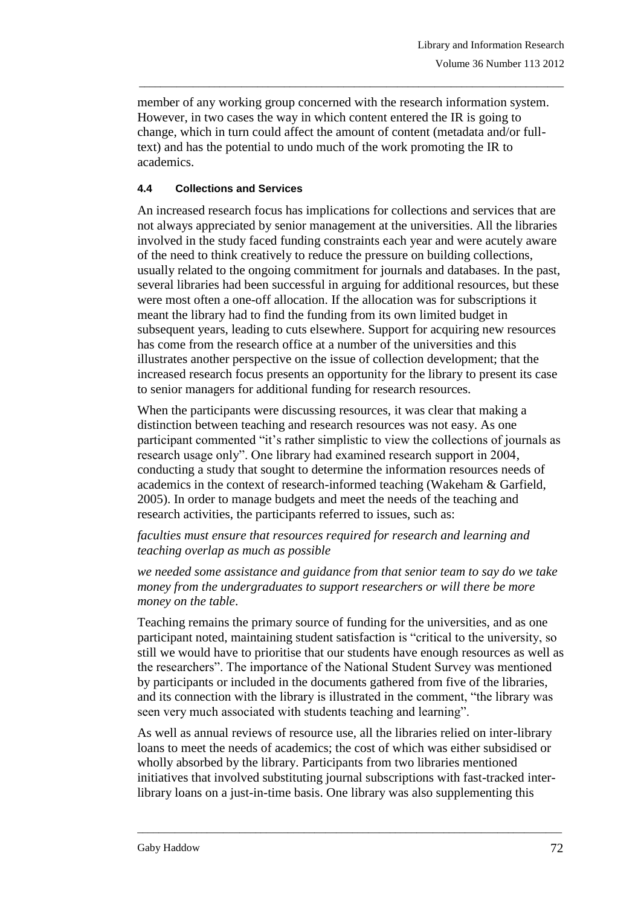member of any working group concerned with the research information system. However, in two cases the way in which content entered the IR is going to change, which in turn could affect the amount of content (metadata and/or full-text) and has the potential to undo much of the work promoting the IR to academics.

#### 4.4 Collections and Services

An increased research focus has implications for collections and services that are not always appreciated by senior management at the universities. All the libraries involved in the study faced funding constraints each year and were acutely aware of the need to think creatively to reduce the pressure on building collections, usually related to the ongoing commitment for journals and databases. In the past, several libraries had been successful in arguing for additional resources, but these were most often a one-off allocation. If the allocation was for subscriptions it meant the library had to find the funding from its own limited budget in subsequent years, leading to cuts elsewhere. Support for acquiring new resources has come from the research office at a number of the universities and this illustrates another perspective on the issue of collection development; that the increased research focus presents an opportunity for the library to present its case to senior managers for additional funding for research resources.

When the participants were discussing resources, it was clear that making a distinction between teaching and research resources was not easy. As one participant commented "it's rather simplistic to view the collections of journals as research usage only". One library had examined research support in 2004, conducting a study that sought to determine the information resources needs of academics in the context of research-informed teaching (Wakeham & Garfield, 2005). In order to manage budgets and meet the needs of the teaching and research activities, the participants referred to issues, such as:

*faculties must ensure that resources required for research and learning and teaching overlap as much as possible*

*we needed some assistance and guidance from that senior team to say do we take money from the undergraduates to support researchers or will there be more money on the table*.

Teaching remains the primary source of funding for the universities, and as one participant noted, maintaining student satisfaction is "critical to the university, so still we would have to prioritise that our students have enough resources as well as the researchers". The importance of the National Student Survey was mentioned by participants or included in the documents gathered from five of the libraries, and its connection with the library is illustrated in the comment, "the library was seen very much associated with students teaching and learning".

As well as annual reviews of resource use, all the libraries relied on inter-library loans to meet the needs of academics; the cost of which was either subsidised or wholly absorbed by the library. Participants from two libraries mentioned initiatives that involved substituting journal subscriptions with fast-tracked inter-library loans on a just-in-time basis. One library was also supplementing this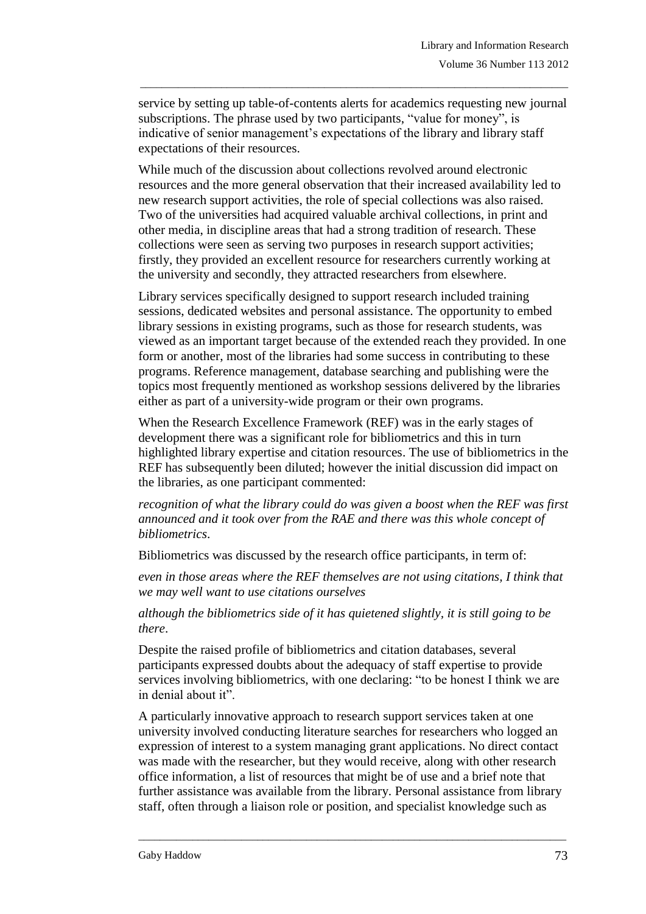service by setting up table-of-contents alerts for academics requesting new journal subscriptions. The phrase used by two participants, "value for money", is indicative of senior management's expectations of the library and library staff expectations of their resources.

While much of the discussion about collections revolved around electronic resources and the more general observation that their increased availability led to new research support activities, the role of special collections was also raised. Two of the universities had acquired valuable archival collections, in print and other media, in discipline areas that had a strong tradition of research. These collections were seen as serving two purposes in research support activities; firstly, they provided an excellent resource for researchers currently working at the university and secondly, they attracted researchers from elsewhere.

Library services specifically designed to support research included training sessions, dedicated websites and personal assistance. The opportunity to embed library sessions in existing programs, such as those for research students, was viewed as an important target because of the extended reach they provided. In one form or another, most of the libraries had some success in contributing to these programs. Reference management, database searching and publishing were the topics most frequently mentioned as workshop sessions delivered by the libraries either as part of a university-wide program or their own programs.

When the Research Excellence Framework (REF) was in the early stages of development there was a significant role for bibliometrics and this in turn highlighted library expertise and citation resources. The use of bibliometrics in the REF has subsequently been diluted; however the initial discussion did impact on the libraries, as one participant commented:

*recognition of what the library could do was given a boost when the REF was first announced and it took over from the RAE and there was this whole concept of bibliometrics*.

Bibliometrics was discussed by the research office participants, in term of:

*even in those areas where the REF themselves are not using citations, I think that we may well want to use citations ourselves*

*although the bibliometrics side of it has quietened slightly, it is still going to be there*.

Despite the raised profile of bibliometrics and citation databases, several participants expressed doubts about the adequacy of staff expertise to provide services involving bibliometrics, with one declaring: "to be honest I think we are in denial about it".

A particularly innovative approach to research support services taken at one university involved conducting literature searches for researchers who logged an expression of interest to a system managing grant applications. No direct contact was made with the researcher, but they would receive, along with other research office information, a list of resources that might be of use and a brief note that further assistance was available from the library. Personal assistance from library staff, often through a liaison role or position, and specialist knowledge such as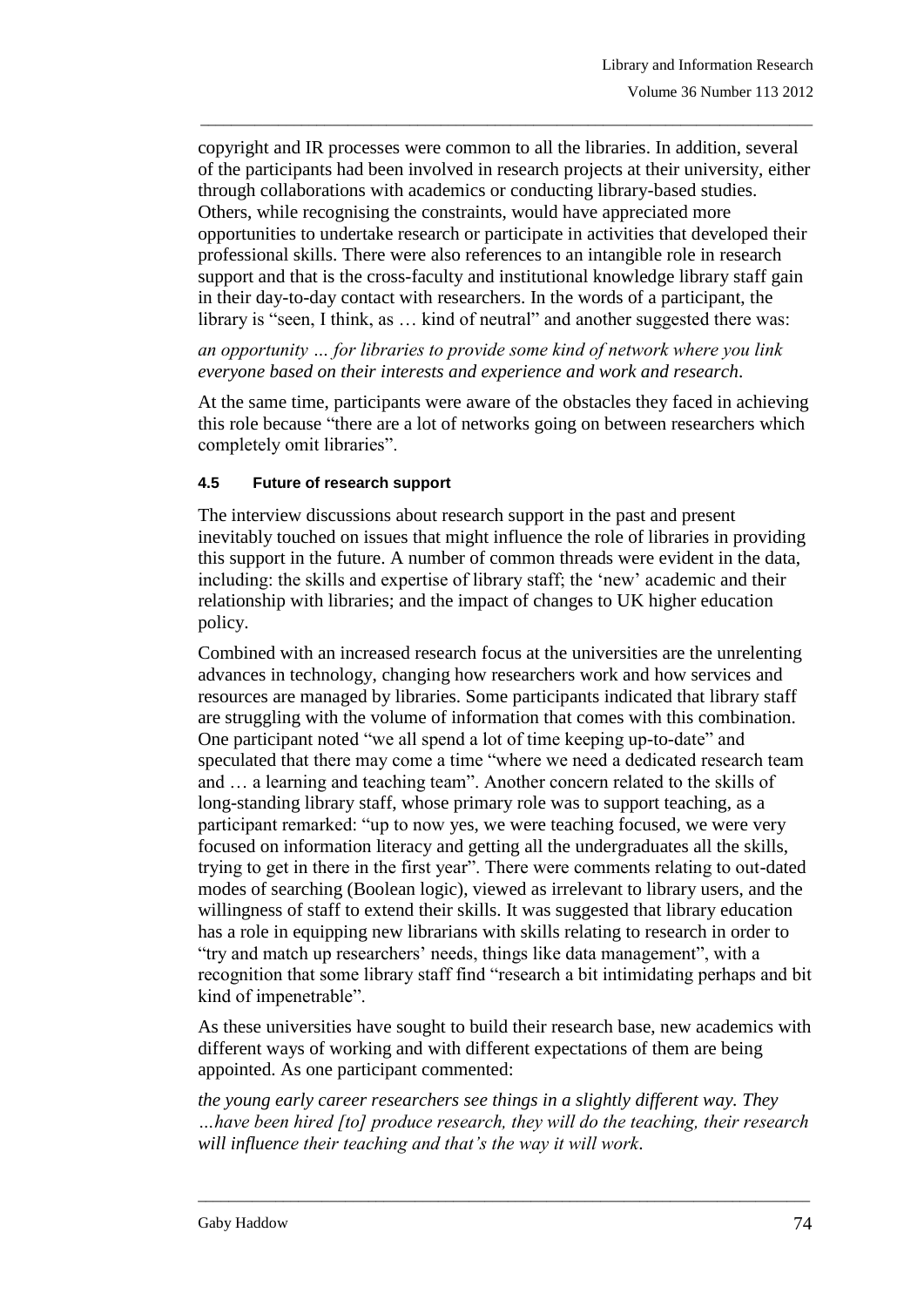copyright and IR processes were common to all the libraries. In addition, several of the participants had been involved in research projects at their university, either through collaborations with academics or conducting library-based studies. Others, while recognising the constraints, would have appreciated more opportunities to undertake research or participate in activities that developed their professional skills. There were also references to an intangible role in research support and that is the cross-faculty and institutional knowledge library staff gain in their day-to-day contact with researchers. In the words of a participant, the library is "seen, I think, as … kind of neutral" and another suggested there was:

*an opportunity … for libraries to provide some kind of network where you link everyone based on their interests and experience and work and research*.

At the same time, participants were aware of the obstacles they faced in achieving this role because "there are a lot of networks going on between researchers which completely omit libraries".

#### 4.5 Future of research support

The interview discussions about research support in the past and present inevitably touched on issues that might influence the role of libraries in providing this support in the future. A number of common threads were evident in the data, including: the skills and expertise of library staff; the 'new' academic and their relationship with libraries; and the impact of changes to UK higher education policy.

Combined with an increased research focus at the universities are the unrelenting advances in technology, changing how researchers work and how services and resources are managed by libraries. Some participants indicated that library staff are struggling with the volume of information that comes with this combination. One participant noted "we all spend a lot of time keeping up-to-date" and speculated that there may come a time "where we need a dedicated research team and … a learning and teaching team". Another concern related to the skills of long-standing library staff, whose primary role was to support teaching, as a participant remarked: "up to now yes, we were teaching focused, we were very focused on information literacy and getting all the undergraduates all the skills, trying to get in there in the first year". There were comments relating to out-dated modes of searching (Boolean logic), viewed as irrelevant to library users, and the willingness of staff to extend their skills. It was suggested that library education has a role in equipping new librarians with skills relating to research in order to "try and match up researchers' needs, things like data management", with a recognition that some library staff find "research a bit intimidating perhaps and bit kind of impenetrable".

As these universities have sought to build their research base, new academics with different ways of working and with different expectations of them are being appointed. As one participant commented:

*the young early career researchers see things in a slightly different way. They …have been hired [to] produce research, they will do the teaching, their research will influence their teaching and that's the way it will work*.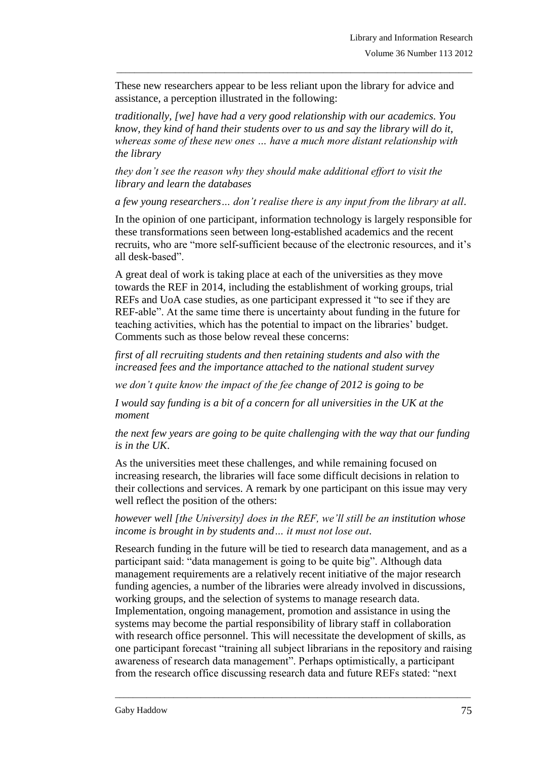These new researchers appear to be less reliant upon the library for advice and assistance, a perception illustrated in the following:

*traditionally, [we] have had a very good relationship with our academics. You know, they kind of hand their students over to us and say the library will do it, whereas some of these new ones … have a much more distant relationship with the library*

*they don't see the reason why they should make additional effort to visit the library and learn the databases*

*a few young researchers… don't realise there is any input from the library at all*.

In the opinion of one participant, information technology is largely responsible for these transformations seen between long-established academics and the recent recruits, who are "more self-sufficient because of the electronic resources, and it's all desk-based".

A great deal of work is taking place at each of the universities as they move towards the REF in 2014, including the establishment of working groups, trial REFs and UoA case studies, as one participant expressed it "to see if they are REF-able". At the same time there is uncertainty about funding in the future for teaching activities, which has the potential to impact on the libraries' budget. Comments such as those below reveal these concerns:

*first of all recruiting students and then retaining students and also with the increased fees and the importance attached to the national student survey*

*we don't quite know the impact of the fee change of 2012 is going to be*

*I would say funding is a bit of a concern for all universities in the UK at the moment*

*the next few years are going to be quite challenging with the way that our funding is in the UK*.

As the universities meet these challenges, and while remaining focused on increasing research, the libraries will face some difficult decisions in relation to their collections and services. A remark by one participant on this issue may very well reflect the position of the others:

*however well [the University] does in the REF, we'll still be an institution whose income is brought in by students and… it must not lose out*.

Research funding in the future will be tied to research data management, and as a participant said: "data management is going to be quite big". Although data management requirements are a relatively recent initiative of the major research funding agencies, a number of the libraries were already involved in discussions, working groups, and the selection of systems to manage research data. Implementation, ongoing management, promotion and assistance in using the systems may become the partial responsibility of library staff in collaboration with research office personnel. This will necessitate the development of skills, as one participant forecast "training all subject librarians in the repository and raising awareness of research data management". Perhaps optimistically, a participant from the research office discussing research data and future REFs stated: "next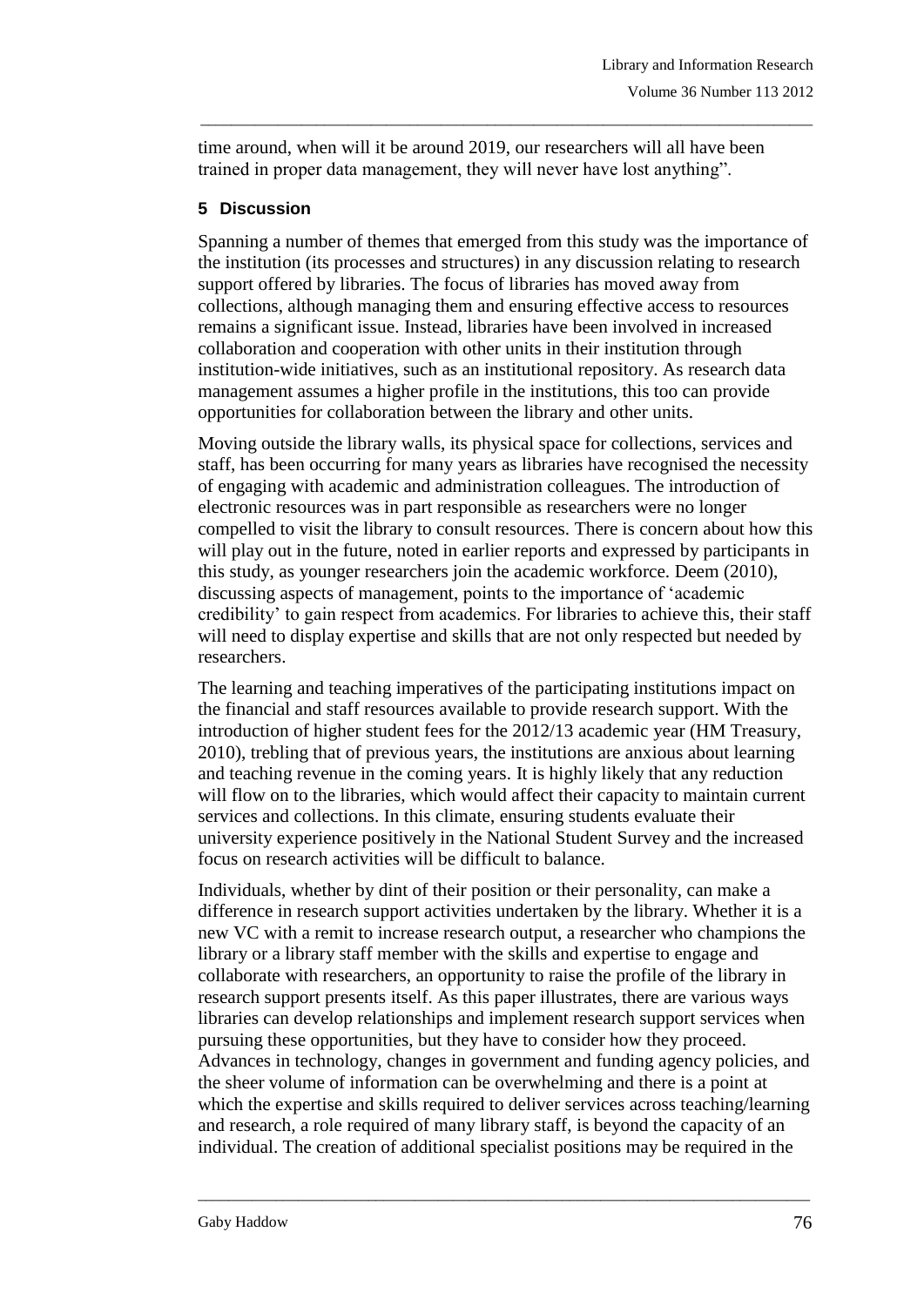time around, when will it be around 2019, our researchers will all have been trained in proper data management, they will never have lost anything".

## 5 Discussion

Spanning a number of themes that emerged from this study was the importance of the institution (its processes and structures) in any discussion relating to research support offered by libraries. The focus of libraries has moved away from collections, although managing them and ensuring effective access to resources remains a significant issue. Instead, libraries have been involved in increased collaboration and cooperation with other units in their institution through institution-wide initiatives, such as an institutional repository. As research data management assumes a higher profile in the institutions, this too can provide opportunities for collaboration between the library and other units.

Moving outside the library walls, its physical space for collections, services and staff, has been occurring for many years as libraries have recognised the necessity of engaging with academic and administration colleagues. The introduction of electronic resources was in part responsible as researchers were no longer compelled to visit the library to consult resources. There is concern about how this will play out in the future, noted in earlier reports and expressed by participants in this study, as younger researchers join the academic workforce. Deem (2010), discussing aspects of management, points to the importance of 'academic credibility' to gain respect from academics. For libraries to achieve this, their staff will need to display expertise and skills that are not only respected but needed by researchers.

The learning and teaching imperatives of the participating institutions impact on the financial and staff resources available to provide research support. With the introduction of higher student fees for the 2012/13 academic year (HM Treasury, 2010), trebling that of previous years, the institutions are anxious about learning and teaching revenue in the coming years. It is highly likely that any reduction will flow on to the libraries, which would affect their capacity to maintain current services and collections. In this climate, ensuring students evaluate their university experience positively in the National Student Survey and the increased focus on research activities will be difficult to balance.

Individuals, whether by dint of their position or their personality, can make a difference in research support activities undertaken by the library. Whether it is a new VC with a remit to increase research output, a researcher who champions the library or a library staff member with the skills and expertise to engage and collaborate with researchers, an opportunity to raise the profile of the library in research support presents itself. As this paper illustrates, there are various ways libraries can develop relationships and implement research support services when pursuing these opportunities, but they have to consider how they proceed. Advances in technology, changes in government and funding agency policies, and the sheer volume of information can be overwhelming and there is a point at which the expertise and skills required to deliver services across teaching/learning and research, a role required of many library staff, is beyond the capacity of an individual. The creation of additional specialist positions may be required in the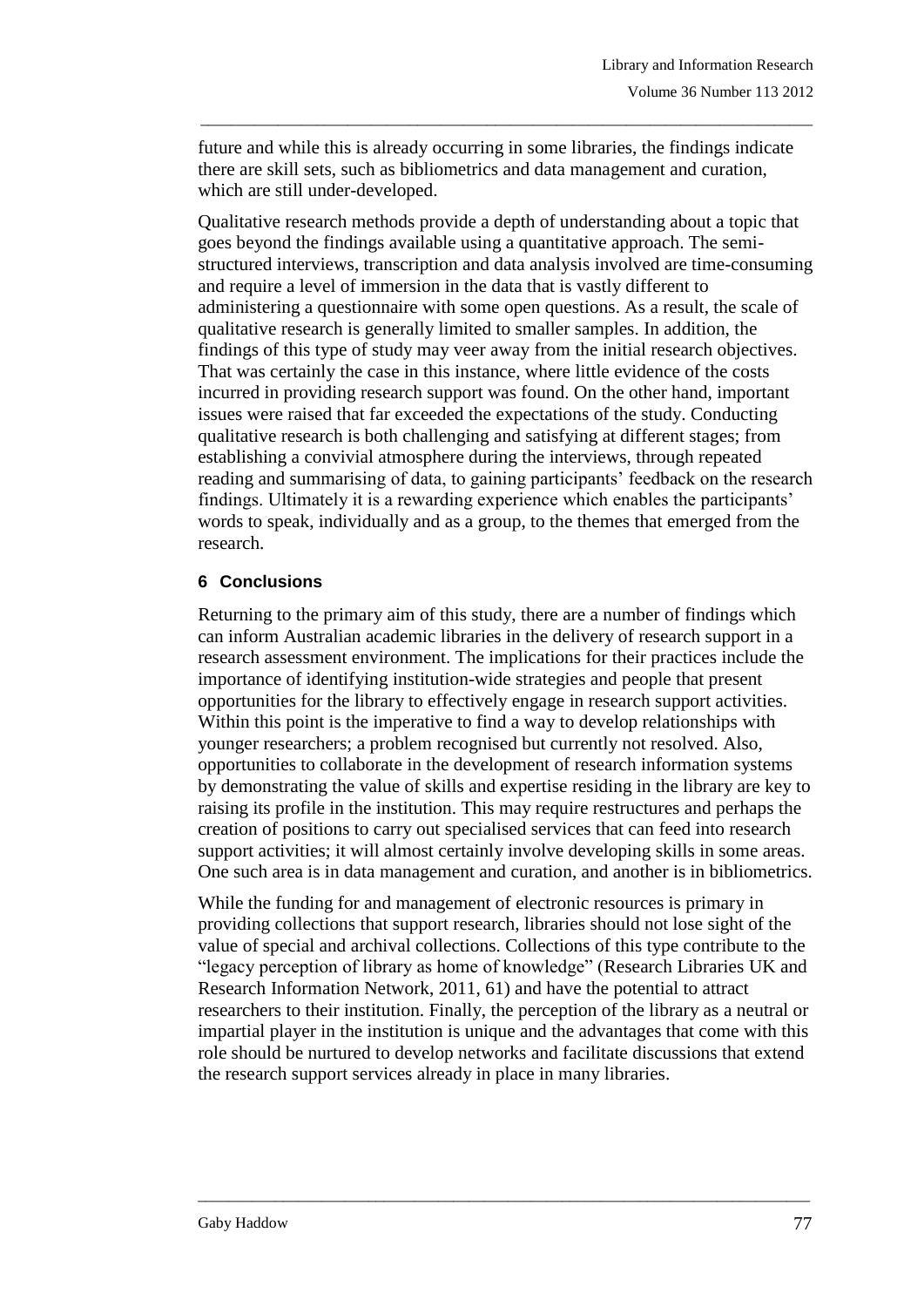future and while this is already occurring in some libraries, the findings indicate there are skill sets, such as bibliometrics and data management and curation, which are still under-developed.

Qualitative research methods provide a depth of understanding about a topic that goes beyond the findings available using a quantitative approach. The semi-structured interviews, transcription and data analysis involved are time-consuming and require a level of immersion in the data that is vastly different to administering a questionnaire with some open questions. As a result, the scale of qualitative research is generally limited to smaller samples. In addition, the findings of this type of study may veer away from the initial research objectives. That was certainly the case in this instance, where little evidence of the costs incurred in providing research support was found. On the other hand, important issues were raised that far exceeded the expectations of the study. Conducting qualitative research is both challenging and satisfying at different stages; from establishing a convivial atmosphere during the interviews, through repeated reading and summarising of data, to gaining participants' feedback on the research findings. Ultimately it is a rewarding experience which enables the participants' words to speak, individually and as a group, to the themes that emerged from the research.

## 6 Conclusions

Returning to the primary aim of this study, there are a number of findings which can inform Australian academic libraries in the delivery of research support in a research assessment environment. The implications for their practices include the importance of identifying institution-wide strategies and people that present opportunities for the library to effectively engage in research support activities. Within this point is the imperative to find a way to develop relationships with younger researchers; a problem recognised but currently not resolved. Also, opportunities to collaborate in the development of research information systems by demonstrating the value of skills and expertise residing in the library are key to raising its profile in the institution. This may require restructures and perhaps the creation of positions to carry out specialised services that can feed into research support activities; it will almost certainly involve developing skills in some areas. One such area is in data management and curation, and another is in bibliometrics.

While the funding for and management of electronic resources is primary in providing collections that support research, libraries should not lose sight of the value of special and archival collections. Collections of this type contribute to the "legacy perception of library as home of knowledge" (Research Libraries UK and Research Information Network, 2011, 61) and have the potential to attract researchers to their institution. Finally, the perception of the library as a neutral or impartial player in the institution is unique and the advantages that come with this role should be nurtured to develop networks and facilitate discussions that extend the research support services already in place in many libraries.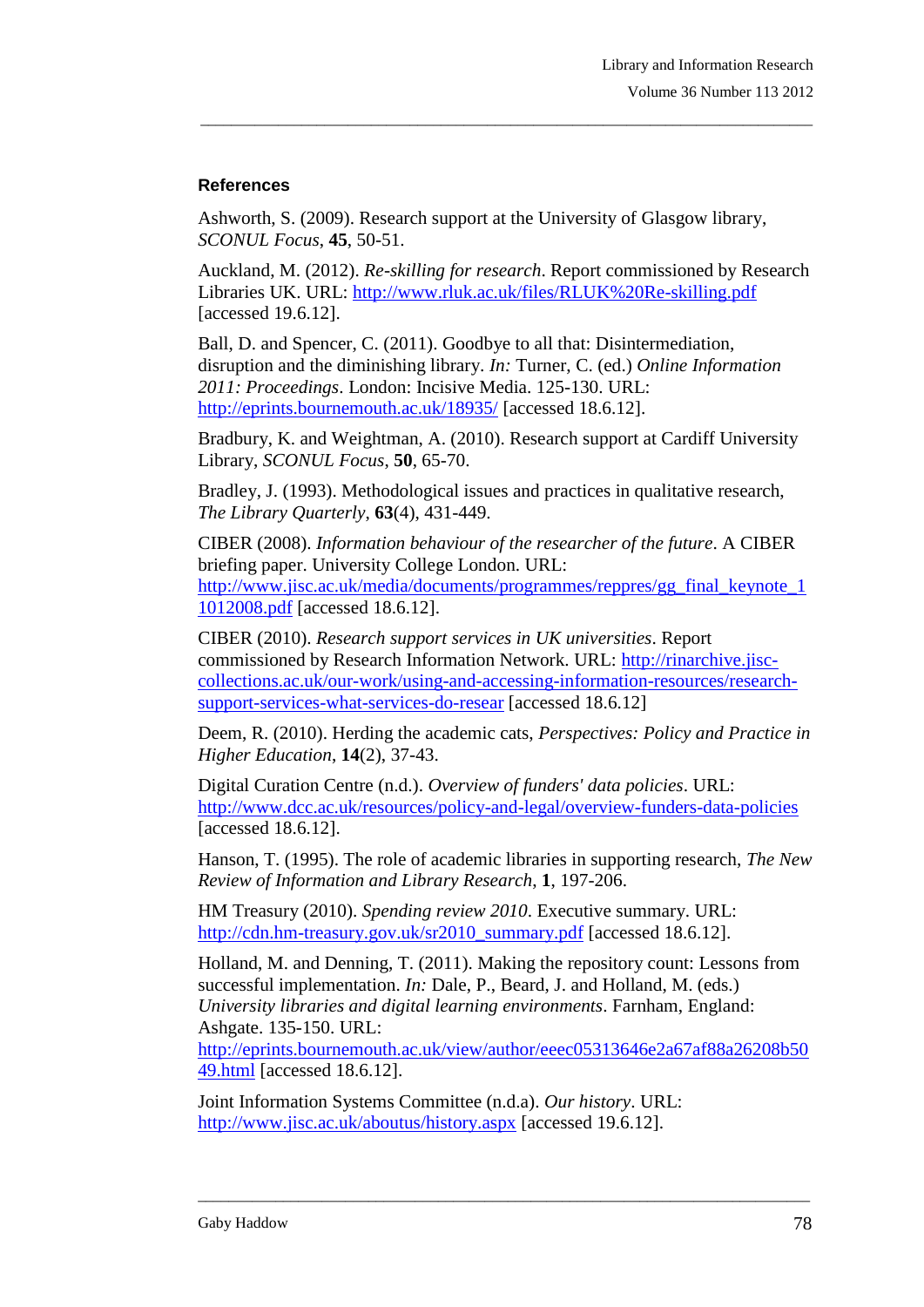### References

Ashworth, S. (2009). Research support at the University of Glasgow library, *SCONUL Focus*, **45**, 50-51.

Auckland, M. (2012). *Re-skilling for research*. Report commissioned by Research Libraries UK. URL: http://www.rluk.ac.uk/files/RLUK%20Re-skilling.pdf [accessed 19.6.12].

Ball, D. and Spencer, C. (2011). Goodbye to all that: Disintermediation, disruption and the diminishing library. *In:* Turner, C. (ed.) *Online Information 2011: Proceedings*. London: Incisive Media. 125-130. URL: http://eprints.bournemouth.ac.uk/18935/ [accessed 18.6.12].

Bradbury, K. and Weightman, A. (2010). Research support at Cardiff University Library, *SCONUL Focus*, **50**, 65-70.

Bradley, J. (1993). Methodological issues and practices in qualitative research, *The Library Quarterly*, **63**(4), 431-449.

CIBER (2008). *Information behaviour of the researcher of the future*. A CIBER briefing paper. University College London. URL: http://www.jisc.ac.uk/media/documents/programmes/reppres/gg_final_keynote_11012008.pdf [accessed 18.6.12].

CIBER (2010). *Research support services in UK universities*. Report commissioned by Research Information Network. URL: http://rinarchive.jisc-collections.ac.uk/our-work/using-and-accessing-information-resources/research-support-services-what-services-do-resear [accessed 18.6.12]

Deem, R. (2010). Herding the academic cats, *Perspectives: Policy and Practice in Higher Education*, **14**(2), 37-43.

Digital Curation Centre (n.d.). *Overview of funders' data policies*. URL: http://www.dcc.ac.uk/resources/policy-and-legal/overview-funders-data-policies [accessed 18.6.12].

Hanson, T. (1995). The role of academic libraries in supporting research, *The New Review of Information and Library Research*, **1**, 197-206.

HM Treasury (2010). *Spending review 2010*. Executive summary. URL: http://cdn.hm-treasury.gov.uk/sr2010_summary.pdf [accessed 18.6.12].

Holland, M. and Denning, T. (2011). Making the repository count: Lessons from successful implementation. *In:* Dale, P., Beard, J. and Holland, M. (eds.) *University libraries and digital learning environments*. Farnham, England: Ashgate. 135-150. URL: http://eprints.bournemouth.ac.uk/view/author/eeec05313646e2a67af88a26208b5049.html [accessed 18.6.12].

Joint Information Systems Committee (n.d.a). *Our history*. URL: http://www.jisc.ac.uk/aboutus/history.aspx [accessed 19.6.12].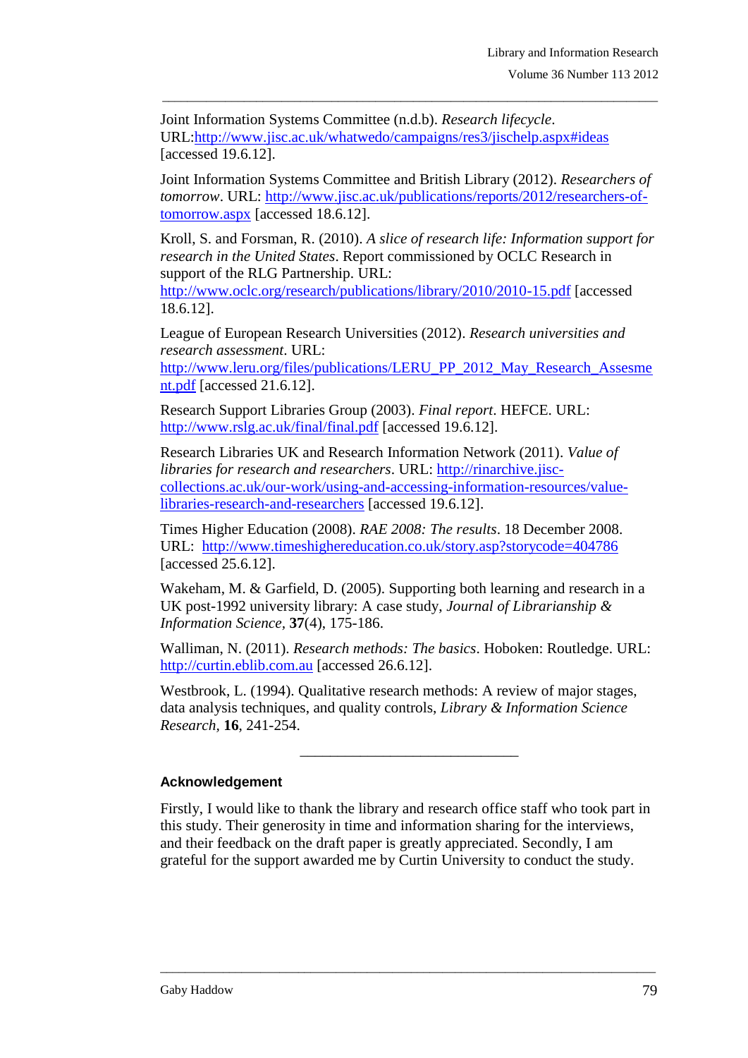Joint Information Systems Committee (n.d.b). *Research lifecycle*. URL:http://www.jisc.ac.uk/whatwedo/campaigns/res3/jischelp.aspx#ideas [accessed 19.6.12].

Joint Information Systems Committee and British Library (2012). *Researchers of tomorrow*. URL: http://www.jisc.ac.uk/publications/reports/2012/researchers-of-tomorrow.aspx [accessed 18.6.12].

Kroll, S. and Forsman, R. (2010). *A slice of research life: Information support for research in the United States*. Report commissioned by OCLC Research in support of the RLG Partnership. URL: http://www.oclc.org/research/publications/library/2010/2010-15.pdf [accessed 18.6.12].

League of European Research Universities (2012). *Research universities and research assessment*. URL: http://www.leru.org/files/publications/LERU_PP_2012_May_Research_Assesment.pdf [accessed 21.6.12].

Research Support Libraries Group (2003). *Final report*. HEFCE. URL: http://www.rslg.ac.uk/final/final.pdf [accessed 19.6.12].

Research Libraries UK and Research Information Network (2011). *Value of libraries for research and researchers*. URL: http://rinarchive.jisc-collections.ac.uk/our-work/using-and-accessing-information-resources/value-libraries-research-and-researchers [accessed 19.6.12].

Times Higher Education (2008). *RAE 2008: The results*. 18 December 2008. URL: http://www.timeshighereducation.co.uk/story.asp?storycode=404786 [accessed 25.6.12].

Wakeham, M. & Garfield, D. (2005). Supporting both learning and research in a UK post-1992 university library: A case study, *Journal of Librarianship & Information Science*, **37**(4), 175-186.

Walliman, N. (2011). *Research methods: The basics*. Hoboken: Routledge. URL: http://curtin.eblib.com.au [accessed 26.6.12].

Westbrook, L. (1994). Qualitative research methods: A review of major stages, data analysis techniques, and quality controls, *Library & Information Science Research*, **16**, 241-254.

---

#### Acknowledgement

Firstly, I would like to thank the library and research office staff who took part in this study. Their generosity in time and information sharing for the interviews, and their feedback on the draft paper is greatly appreciated. Secondly, I am grateful for the support awarded me by Curtin University to conduct the study.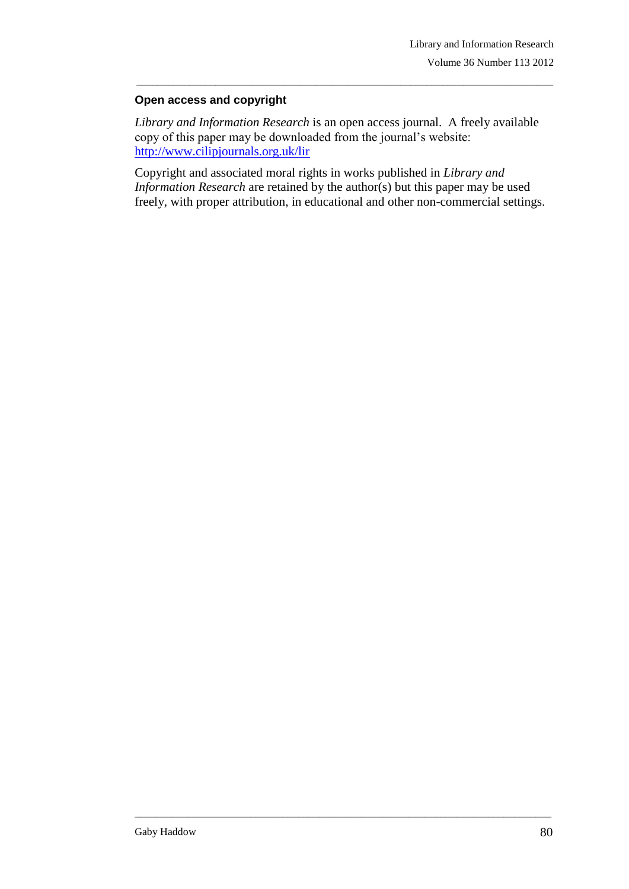### Open access and copyright

*Library and Information Research* is an open access journal. A freely available copy of this paper may be downloaded from the journal's website: [http://www.cilipjournals.org.uk/lir](http://www.cilipjournals.org.uk/lir)

Copyright and associated moral rights in works published in *Library and Information Research* are retained by the author(s) but this paper may be used freely, with proper attribution, in educational and other non-commercial settings.